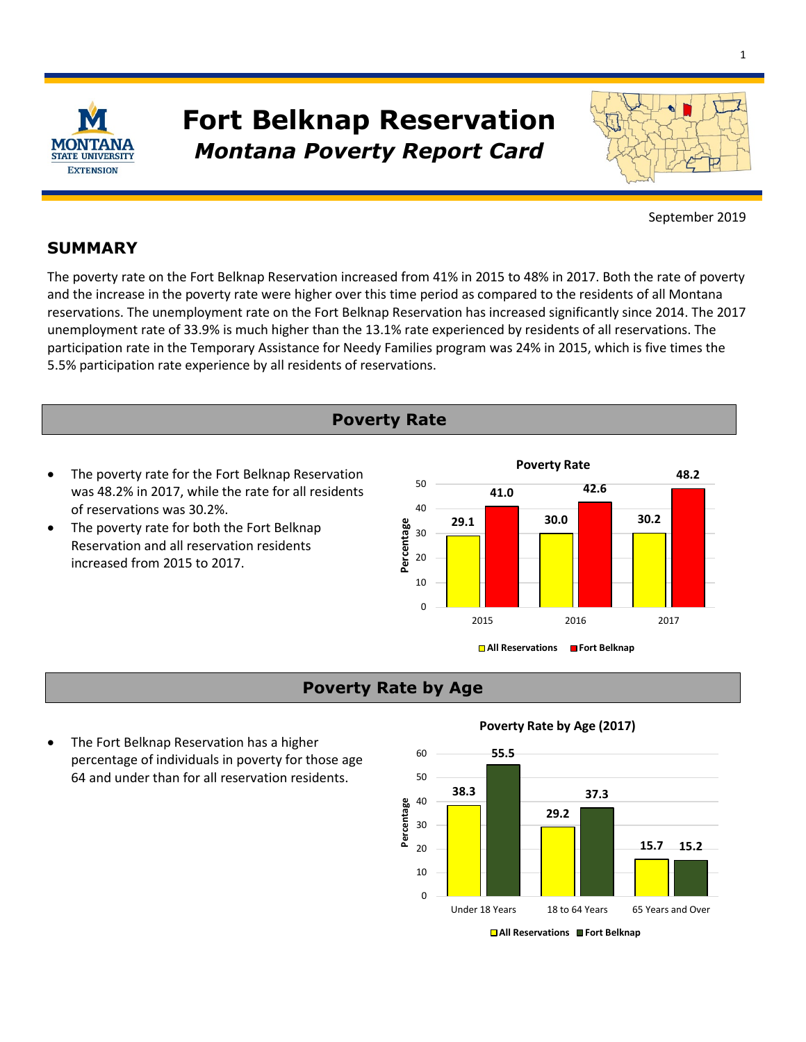# Fort Belknap Reservation

## *Montana Poverty Report Card*

September 2019

## SUMMARY

The poverty rate on the Fort Belknap Reservation increased from 41% in 2015 to 48% in 2017. Both the rate of poverty and the increase in the poverty rate were higher over this time period as compared to the residents of all Montana reservations. The unemployment rate on the Fort Belknap Reservation has increased significantly since 2014. The 2017 unemployment rate of 33.9% is much higher than the 13.1% rate experienced by residents of all reservations. The participation rate in the Temporary Assistance for Needy Families program was 24% in 2015, which is five times the 5.5% participation rate experience by all residents of reservations.

## Poverty Rate

- The poverty rate for the Fort Belknap Reservation was 48.2% in 2017, while the rate for all residents of reservations was 30.2%.
- The poverty rate for both the Fort Belknap Reservation and all reservation residents increased from 2015 to 2017.

**Poverty Rate**

| Year | All Reservations | Fort Belknap |
|---|---|---|
| 2015 | 29.1 | 41.0 |
| 2016 | 30.0 | 42.6 |
| 2017 | 30.2 | 48.2 |

## Poverty Rate by Age

- The Fort Belknap Reservation has a higher percentage of individuals in poverty for those age 64 and under than for all reservation residents.

**Poverty Rate by Age (2017)**

| Age | All Reservations | Fort Belknap |
|---|---|---|
| Under 18 Years | 38.3 | 55.5 |
| 18 to 64 Years | 29.2 | 37.3 |
| 65 Years and Over | 15.7 | 15.2 |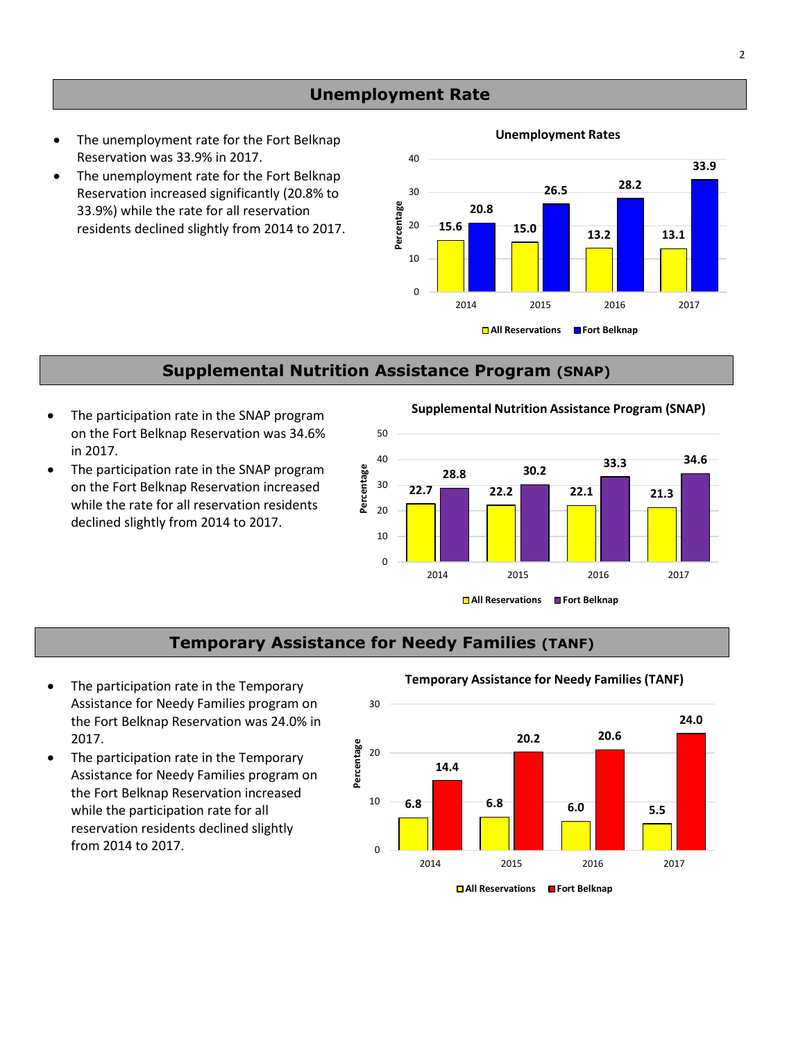## Unemployment Rate

- The unemployment rate for the Fort Belknap Reservation was 33.9% in 2017.
- The unemployment rate for the Fort Belknap Reservation increased significantly (20.8% to 33.9%) while the rate for all reservation residents declined slightly from 2014 to 2017.

**Unemployment Rates**

| Year | All Reservations | Fort Belknap |
|---|---|---|
| 2014 | 15.6 | 20.8 |
| 2015 | 15.0 | 26.5 |
| 2016 | 13.2 | 28.2 |
| 2017 | 13.1 | 33.9 |

## Supplemental Nutrition Assistance Program (SNAP)

- The participation rate in the SNAP program on the Fort Belknap Reservation was 34.6% in 2017.
- The participation rate in the SNAP program on the Fort Belknap Reservation increased while the rate for all reservation residents declined slightly from 2014 to 2017.

**Supplemental Nutrition Assistance Program (SNAP)**

| Year | All Reservations | Fort Belknap |
|---|---|---|
| 2014 | 22.7 | 28.8 |
| 2015 | 22.2 | 30.2 |
| 2016 | 22.1 | 33.3 |
| 2017 | 21.3 | 34.6 |

## Temporary Assistance for Needy Families (TANF)

- The participation rate in the Temporary Assistance for Needy Families program on the Fort Belknap Reservation was 24.0% in 2017.
- The participation rate in the Temporary Assistance for Needy Families program on the Fort Belknap Reservation increased while the participation rate for all reservation residents declined slightly from 2014 to 2017.

**Temporary Assistance for Needy Families (TANF)**

| Year | All Reservations | Fort Belknap |
|---|---|---|
| 2014 | 6.8 | 14.4 |
| 2015 | 6.8 | 20.2 |
| 2016 | 6.0 | 20.6 |
| 2017 | 5.5 | 24.0 |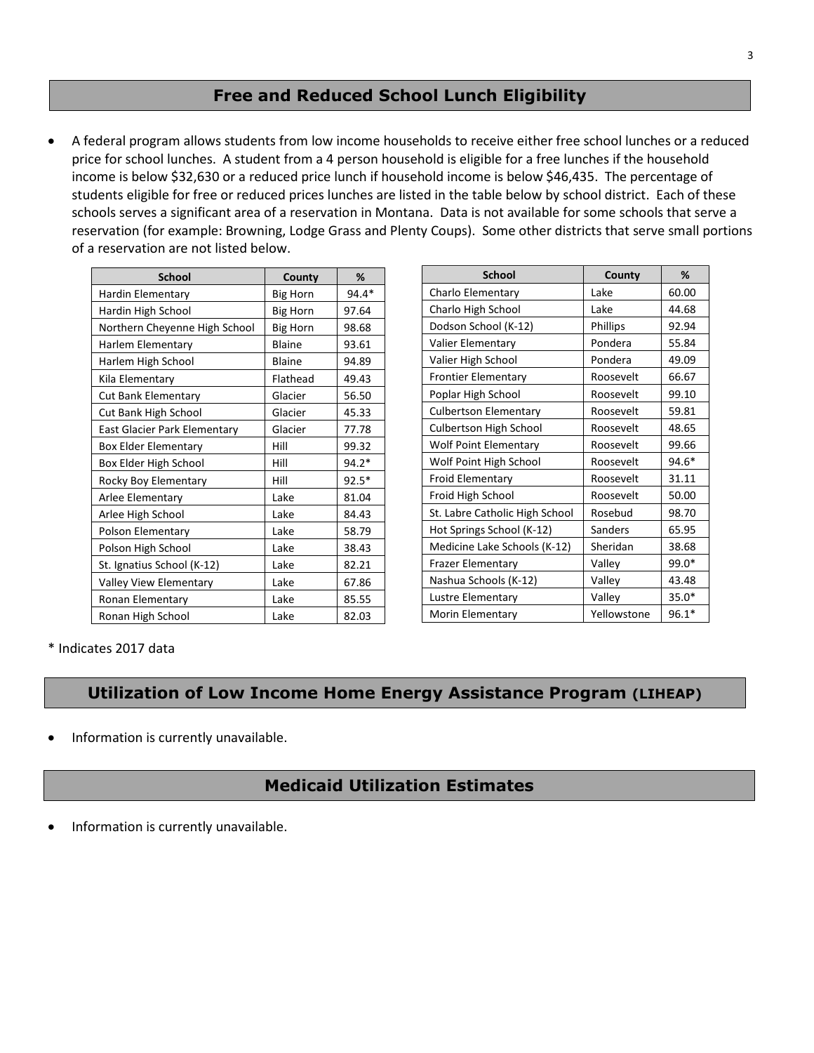## Free and Reduced School Lunch Eligibility

- A federal program allows students from low income households to receive either free school lunches or a reduced price for school lunches. A student from a 4 person household is eligible for a free lunches if the household income is below $32,630 or a reduced price lunch if household income is below $46,435. The percentage of students eligible for free or reduced prices lunches are listed in the table below by school district. Each of these schools serves a significant area of a reservation in Montana. Data is not available for some schools that serve a reservation (for example: Browning, Lodge Grass and Plenty Coups). Some other districts that serve small portions of a reservation are not listed below.

| School | County | % |
|---|---|---|
| Hardin Elementary | Big Horn | 94.4* |
| Hardin High School | Big Horn | 97.64 |
| Northern Cheyenne High School | Big Horn | 98.68 |
| Harlem Elementary | Blaine | 93.61 |
| Harlem High School | Blaine | 94.89 |
| Kila Elementary | Flathead | 49.43 |
| Cut Bank Elementary | Glacier | 56.50 |
| Cut Bank High School | Glacier | 45.33 |
| East Glacier Park Elementary | Glacier | 77.78 |
| Box Elder Elementary | Hill | 99.32 |
| Box Elder High School | Hill | 94.2* |
| Rocky Boy Elementary | Hill | 92.5* |
| Arlee Elementary | Lake | 81.04 |
| Arlee High School | Lake | 84.43 |
| Polson Elementary | Lake | 58.79 |
| Polson High School | Lake | 38.43 |
| St. Ignatius School (K-12) | Lake | 82.21 |
| Valley View Elementary | Lake | 67.86 |
| Ronan Elementary | Lake | 85.55 |
| Ronan High School | Lake | 82.03 |

| School | County | % |
|---|---|---|
| Charlo Elementary | Lake | 60.00 |
| Charlo High School | Lake | 44.68 |
| Dodson School (K-12) | Phillips | 92.94 |
| Valier Elementary | Pondera | 55.84 |
| Valier High School | Pondera | 49.09 |
| Frontier Elementary | Roosevelt | 66.67 |
| Poplar High School | Roosevelt | 99.10 |
| Culbertson Elementary | Roosevelt | 59.81 |
| Culbertson High School | Roosevelt | 48.65 |
| Wolf Point Elementary | Roosevelt | 99.66 |
| Wolf Point High School | Roosevelt | 94.6* |
| Froid Elementary | Roosevelt | 31.11 |
| Froid High School | Roosevelt | 50.00 |
| St. Labre Catholic High School | Rosebud | 98.70 |
| Hot Springs School (K-12) | Sanders | 65.95 |
| Medicine Lake Schools (K-12) | Sheridan | 38.68 |
| Frazer Elementary | Valley | 99.0* |
| Nashua Schools (K-12) | Valley | 43.48 |
| Lustre Elementary | Valley | 35.0* |
| Morin Elementary | Yellowstone | 96.1* |

* Indicates 2017 data

## Utilization of Low Income Home Energy Assistance Program (LIHEAP)

- Information is currently unavailable.

## Medicaid Utilization Estimates

- Information is currently unavailable.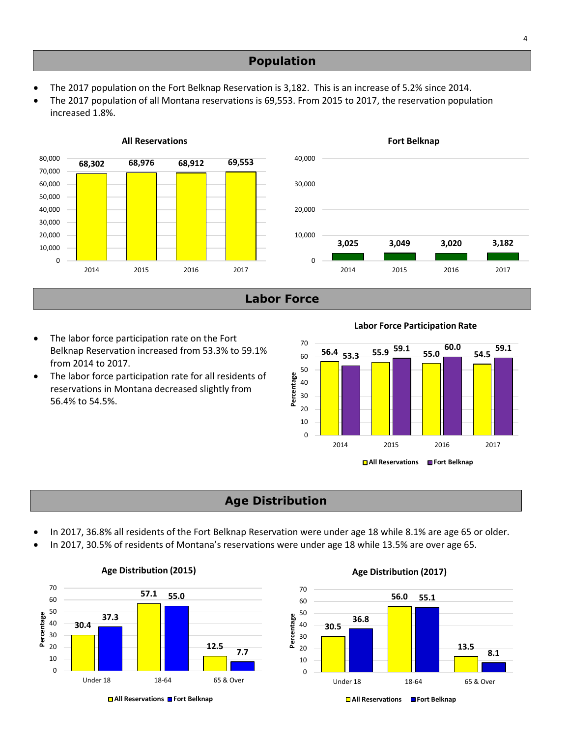## Population

- The 2017 population on the Fort Belknap Reservation is 3,182. This is an increase of 5.2% since 2014.
- The 2017 population of all Montana reservations is 69,553. From 2015 to 2017, the reservation population increased 1.8%.

**All Reservations**

| Year | Population |
|---|---|
| 2014 | 68,302 |
| 2015 | 68,976 |
| 2016 | 68,912 |
| 2017 | 69,553 |

**Fort Belknap**

| Year | Population |
|---|---|
| 2014 | 3,025 |
| 2015 | 3,049 |
| 2016 | 3,020 |
| 2017 | 3,182 |

## Labor Force

- The labor force participation rate on the Fort Belknap Reservation increased from 53.3% to 59.1% from 2014 to 2017.
- The labor force participation rate for all residents of reservations in Montana decreased slightly from 56.4% to 54.5%.

**Labor Force Participation Rate**

| Year | All Reservations | Fort Belknap |
|---|---|---|
| 2014 | 56.4 | 53.3 |
| 2015 | 55.9 | 59.1 |
| 2016 | 55.0 | 60.0 |
| 2017 | 54.5 | 59.1 |

## Age Distribution

- In 2017, 36.8% all residents of the Fort Belknap Reservation were under age 18 while 8.1% are age 65 or older.
- In 2017, 30.5% of residents of Montana's reservations were under age 18 while 13.5% are over age 65.

**Age Distribution (2015)**

| Age | All Reservations | Fort Belknap |
|---|---|---|
| Under 18 | 30.4 | 37.3 |
| 18-64 | 57.1 | 55.0 |
| 65 & Over | 12.5 | 7.7 |

**Age Distribution (2017)**

| Age | All Reservations | Fort Belknap |
|---|---|---|
| Under 18 | 30.5 | 36.8 |
| 18-64 | 56.0 | 55.1 |
| 65 & Over | 13.5 | 8.1 |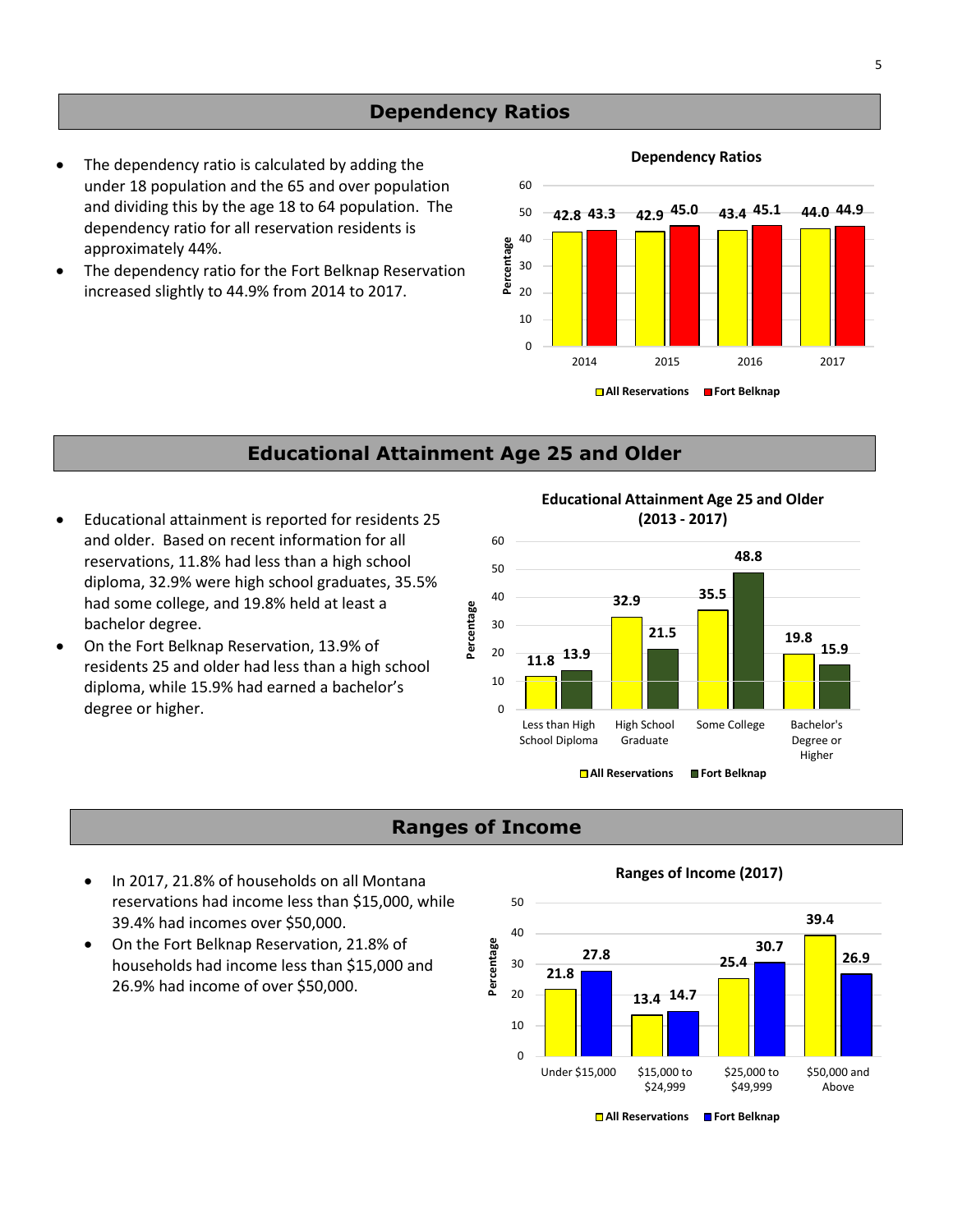## Dependency Ratios

- The dependency ratio is calculated by adding the under 18 population and the 65 and over population and dividing this by the age 18 to 64 population. The dependency ratio for all reservation residents is approximately 44%.
- The dependency ratio for the Fort Belknap Reservation increased slightly to 44.9% from 2014 to 2017.

**Dependency Ratios**

| Year | All Reservations | Fort Belknap |
|---|---|---|
| 2014 | 42.8 | 43.3 |
| 2015 | 42.9 | 45.0 |
| 2016 | 43.4 | 45.1 |
| 2017 | 44.0 | 44.9 |

## Educational Attainment Age 25 and Older

- Educational attainment is reported for residents 25 and older. Based on recent information for all reservations, 11.8% had less than a high school diploma, 32.9% were high school graduates, 35.5% had some college, and 19.8% held at least a bachelor degree.
- On the Fort Belknap Reservation, 13.9% of residents 25 and older had less than a high school diploma, while 15.9% had earned a bachelor's degree or higher.

**Educational Attainment Age 25 and Older (2013 - 2017)**

| Education Level | All Reservations | Fort Belknap |
|---|---|---|
| Less than High School Diploma | 11.8 | 13.9 |
| High School Graduate | 32.9 | 21.5 |
| Some College | 35.5 | 48.8 |
| Bachelor's Degree or Higher | 19.8 | 15.9 |

## Ranges of Income

- In 2017, 21.8% of households on all Montana reservations had income less than $15,000, while 39.4% had incomes over $50,000.
- On the Fort Belknap Reservation, 21.8% of households had income less than $15,000 and 26.9% had income of over $50,000.

**Ranges of Income (2017)**

| Income Range | All Reservations | Fort Belknap |
|---|---|---|
| Under $15,000 | 21.8 | 27.8 |
| $15,000 to $24,999 | 13.4 | 14.7 |
| $25,000 to $49,999 | 25.4 | 30.7 |
| $50,000 and Above | 39.4 | 26.9 |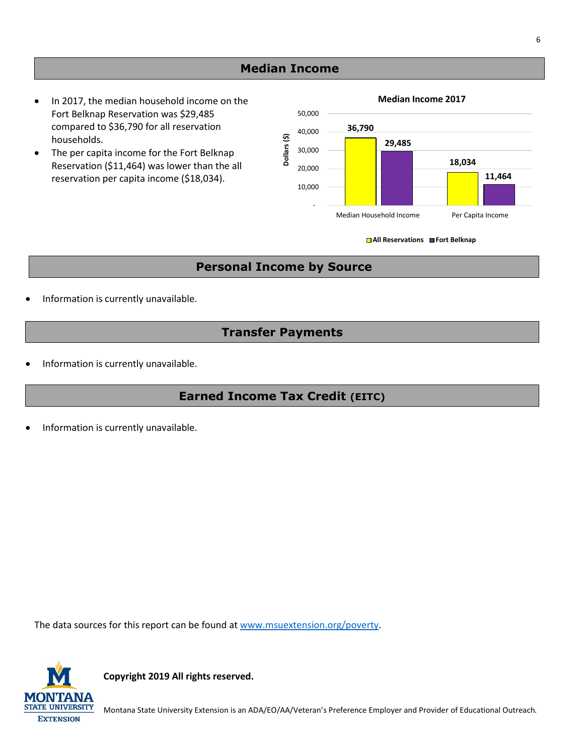## Median Income

- In 2017, the median household income on the Fort Belknap Reservation was $29,485 compared to $36,790 for all reservation households.
- The per capita income for the Fort Belknap Reservation ($11,464) was lower than the all reservation per capita income ($18,034).

Median Income 2017

Dollars ($)

50,000
40,000
30,000
20,000
10,000
-

36,790
29,485
18,034
11,464

Median Household Income
Per Capita Income

All Reservations
Fort Belknap

## Personal Income by Source

- Information is currently unavailable.

## Transfer Payments

- Information is currently unavailable.

## Earned Income Tax Credit (EITC)

- Information is currently unavailable.

The data sources for this report can be found at [www.msuextension.org/poverty](http://www.msuextension.org/poverty).

MONTANA STATE UNIVERSITY EXTENSION

**Copyright 2019 All rights reserved.**

Montana State University Extension is an ADA/EO/AA/Veteran's Preference Employer and Provider of Educational Outreach.